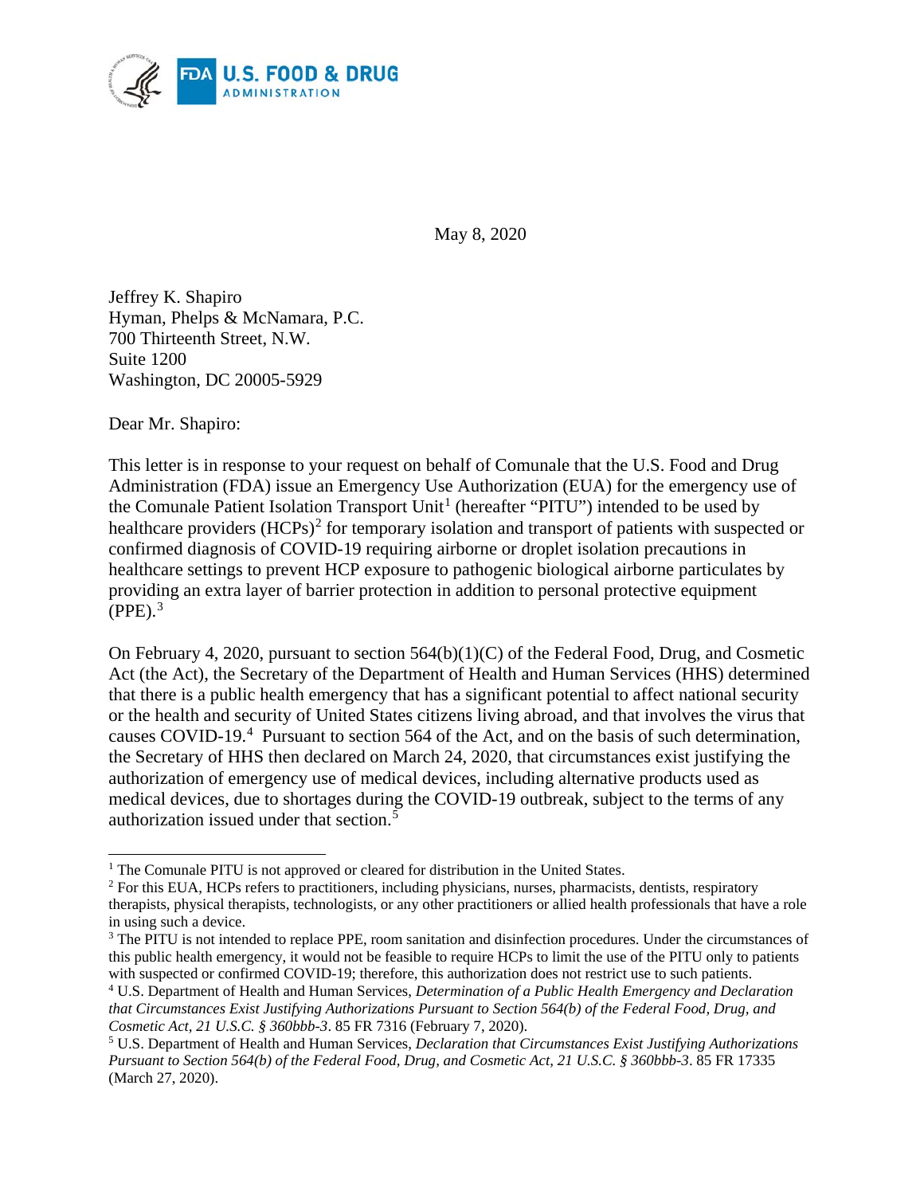May 8, 2020

Jeffrey K. Shapiro
Hyman, Phelps & McNamara, P.C.
700 Thirteenth Street, N.W.
Suite 1200
Washington, DC 20005-5929

Dear Mr. Shapiro:

This letter is in response to your request on behalf of Comunale that the U.S. Food and Drug Administration (FDA) issue an Emergency Use Authorization (EUA) for the emergency use of the Comunale Patient Isolation Transport Unit[1] (hereafter "PITU") intended to be used by healthcare providers (HCPs)[2] for temporary isolation and transport of patients with suspected or confirmed diagnosis of COVID-19 requiring airborne or droplet isolation precautions in healthcare settings to prevent HCP exposure to pathogenic biological airborne particulates by providing an extra layer of barrier protection in addition to personal protective equipment (PPE).[3]

On February 4, 2020, pursuant to section 564(b)(1)(C) of the Federal Food, Drug, and Cosmetic Act (the Act), the Secretary of the Department of Health and Human Services (HHS) determined that there is a public health emergency that has a significant potential to affect national security or the health and security of United States citizens living abroad, and that involves the virus that causes COVID-19.[4] Pursuant to section 564 of the Act, and on the basis of such determination, the Secretary of HHS then declared on March 24, 2020, that circumstances exist justifying the authorization of emergency use of medical devices, including alternative products used as medical devices, due to shortages during the COVID-19 outbreak, subject to the terms of any authorization issued under that section.[5]

---

[1] The Comunale PITU is not approved or cleared for distribution in the United States.

[2] For this EUA, HCPs refers to practitioners, including physicians, nurses, pharmacists, dentists, respiratory therapists, physical therapists, technologists, or any other practitioners or allied health professionals that have a role in using such a device.

[3] The PITU is not intended to replace PPE, room sanitation and disinfection procedures. Under the circumstances of this public health emergency, it would not be feasible to require HCPs to limit the use of the PITU only to patients with suspected or confirmed COVID-19; therefore, this authorization does not restrict use to such patients.

[4] U.S. Department of Health and Human Services, *Determination of a Public Health Emergency and Declaration that Circumstances Exist Justifying Authorizations Pursuant to Section 564(b) of the Federal Food, Drug, and Cosmetic Act, 21 U.S.C. § 360bbb-3*. 85 FR 7316 (February 7, 2020).

[5] U.S. Department of Health and Human Services, *Declaration that Circumstances Exist Justifying Authorizations Pursuant to Section 564(b) of the Federal Food, Drug, and Cosmetic Act, 21 U.S.C. § 360bbb-3*. 85 FR 17335 (March 27, 2020).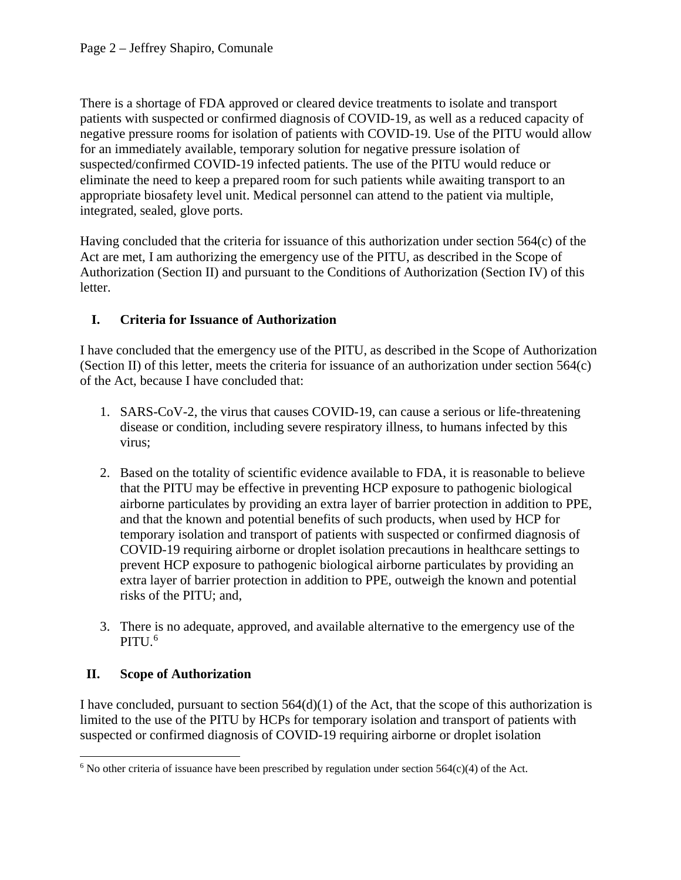There is a shortage of FDA approved or cleared device treatments to isolate and transport patients with suspected or confirmed diagnosis of COVID-19, as well as a reduced capacity of negative pressure rooms for isolation of patients with COVID-19. Use of the PITU would allow for an immediately available, temporary solution for negative pressure isolation of suspected/confirmed COVID-19 infected patients. The use of the PITU would reduce or eliminate the need to keep a prepared room for such patients while awaiting transport to an appropriate biosafety level unit. Medical personnel can attend to the patient via multiple, integrated, sealed, glove ports.

Having concluded that the criteria for issuance of this authorization under section 564(c) of the Act are met, I am authorizing the emergency use of the PITU, as described in the Scope of Authorization (Section II) and pursuant to the Conditions of Authorization (Section IV) of this letter.

## I. Criteria for Issuance of Authorization

I have concluded that the emergency use of the PITU, as described in the Scope of Authorization (Section II) of this letter, meets the criteria for issuance of an authorization under section 564(c) of the Act, because I have concluded that:

1. SARS-CoV-2, the virus that causes COVID-19, can cause a serious or life-threatening disease or condition, including severe respiratory illness, to humans infected by this virus;

2. Based on the totality of scientific evidence available to FDA, it is reasonable to believe that the PITU may be effective in preventing HCP exposure to pathogenic biological airborne particulates by providing an extra layer of barrier protection in addition to PPE, and that the known and potential benefits of such products, when used by HCP for temporary isolation and transport of patients with suspected or confirmed diagnosis of COVID-19 requiring airborne or droplet isolation precautions in healthcare settings to prevent HCP exposure to pathogenic biological airborne particulates by providing an extra layer of barrier protection in addition to PPE, outweigh the known and potential risks of the PITU; and,

3. There is no adequate, approved, and available alternative to the emergency use of the PITU.[6]

## II. Scope of Authorization

I have concluded, pursuant to section 564(d)(1) of the Act, that the scope of this authorization is limited to the use of the PITU by HCPs for temporary isolation and transport of patients with suspected or confirmed diagnosis of COVID-19 requiring airborne or droplet isolation

[6] No other criteria of issuance have been prescribed by regulation under section 564(c)(4) of the Act.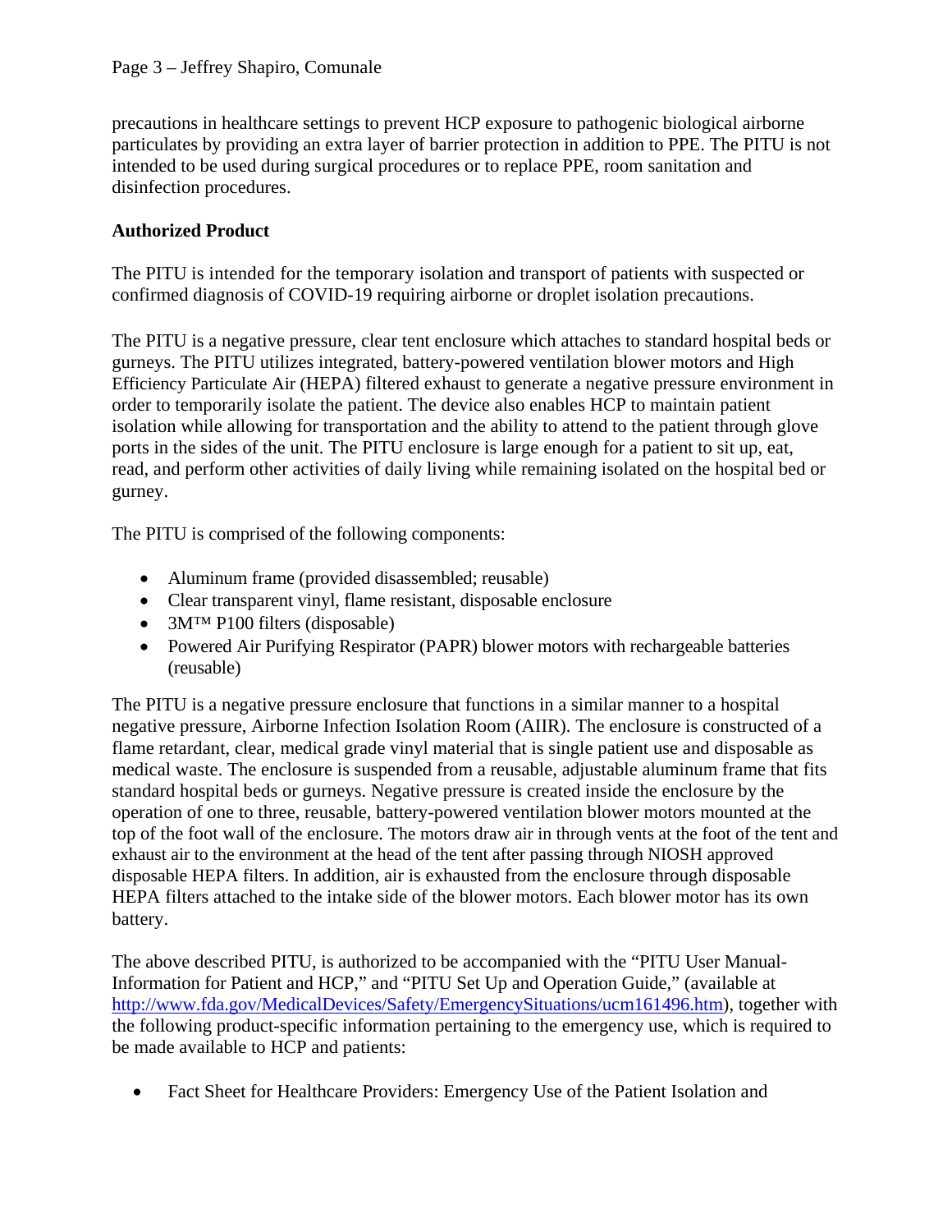precautions in healthcare settings to prevent HCP exposure to pathogenic biological airborne particulates by providing an extra layer of barrier protection in addition to PPE. The PITU is not intended to be used during surgical procedures or to replace PPE, room sanitation and disinfection procedures.

**Authorized Product**

The PITU is intended for the temporary isolation and transport of patients with suspected or confirmed diagnosis of COVID-19 requiring airborne or droplet isolation precautions.

The PITU is a negative pressure, clear tent enclosure which attaches to standard hospital beds or gurneys. The PITU utilizes integrated, battery-powered ventilation blower motors and High Efficiency Particulate Air (HEPA) filtered exhaust to generate a negative pressure environment in order to temporarily isolate the patient. The device also enables HCP to maintain patient isolation while allowing for transportation and the ability to attend to the patient through glove ports in the sides of the unit. The PITU enclosure is large enough for a patient to sit up, eat, read, and perform other activities of daily living while remaining isolated on the hospital bed or gurney.

The PITU is comprised of the following components:

- Aluminum frame (provided disassembled; reusable)
- Clear transparent vinyl, flame resistant, disposable enclosure
- 3M™ P100 filters (disposable)
- Powered Air Purifying Respirator (PAPR) blower motors with rechargeable batteries (reusable)

The PITU is a negative pressure enclosure that functions in a similar manner to a hospital negative pressure, Airborne Infection Isolation Room (AIIR). The enclosure is constructed of a flame retardant, clear, medical grade vinyl material that is single patient use and disposable as medical waste. The enclosure is suspended from a reusable, adjustable aluminum frame that fits standard hospital beds or gurneys. Negative pressure is created inside the enclosure by the operation of one to three, reusable, battery-powered ventilation blower motors mounted at the top of the foot wall of the enclosure. The motors draw air in through vents at the foot of the tent and exhaust air to the environment at the head of the tent after passing through NIOSH approved disposable HEPA filters. In addition, air is exhausted from the enclosure through disposable HEPA filters attached to the intake side of the blower motors. Each blower motor has its own battery.

The above described PITU, is authorized to be accompanied with the "PITU User Manual-Information for Patient and HCP," and "PITU Set Up and Operation Guide," (available at http://www.fda.gov/MedicalDevices/Safety/EmergencySituations/ucm161496.htm), together with the following product-specific information pertaining to the emergency use, which is required to be made available to HCP and patients:

- Fact Sheet for Healthcare Providers: Emergency Use of the Patient Isolation and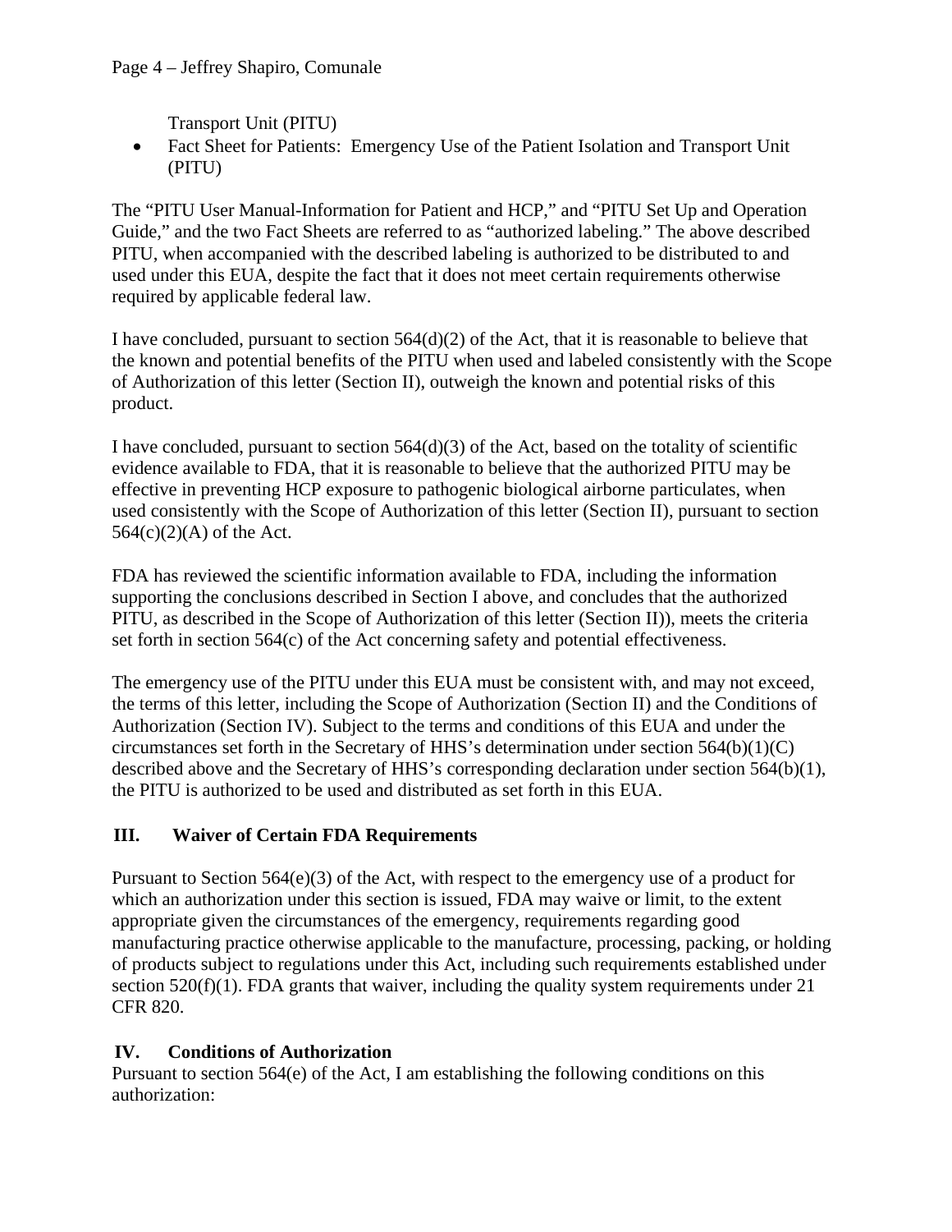Transport Unit (PITU)

- Fact Sheet for Patients: Emergency Use of the Patient Isolation and Transport Unit (PITU)

The "PITU User Manual-Information for Patient and HCP," and "PITU Set Up and Operation Guide," and the two Fact Sheets are referred to as "authorized labeling." The above described PITU, when accompanied with the described labeling is authorized to be distributed to and used under this EUA, despite the fact that it does not meet certain requirements otherwise required by applicable federal law.

I have concluded, pursuant to section 564(d)(2) of the Act, that it is reasonable to believe that the known and potential benefits of the PITU when used and labeled consistently with the Scope of Authorization of this letter (Section II), outweigh the known and potential risks of this product.

I have concluded, pursuant to section 564(d)(3) of the Act, based on the totality of scientific evidence available to FDA, that it is reasonable to believe that the authorized PITU may be effective in preventing HCP exposure to pathogenic biological airborne particulates, when used consistently with the Scope of Authorization of this letter (Section II), pursuant to section 564(c)(2)(A) of the Act.

FDA has reviewed the scientific information available to FDA, including the information supporting the conclusions described in Section I above, and concludes that the authorized PITU, as described in the Scope of Authorization of this letter (Section II)), meets the criteria set forth in section 564(c) of the Act concerning safety and potential effectiveness.

The emergency use of the PITU under this EUA must be consistent with, and may not exceed, the terms of this letter, including the Scope of Authorization (Section II) and the Conditions of Authorization (Section IV). Subject to the terms and conditions of this EUA and under the circumstances set forth in the Secretary of HHS's determination under section 564(b)(1)(C) described above and the Secretary of HHS's corresponding declaration under section 564(b)(1), the PITU is authorized to be used and distributed as set forth in this EUA.

## III. Waiver of Certain FDA Requirements

Pursuant to Section 564(e)(3) of the Act, with respect to the emergency use of a product for which an authorization under this section is issued, FDA may waive or limit, to the extent appropriate given the circumstances of the emergency, requirements regarding good manufacturing practice otherwise applicable to the manufacture, processing, packing, or holding of products subject to regulations under this Act, including such requirements established under section 520(f)(1). FDA grants that waiver, including the quality system requirements under 21 CFR 820.

## IV. Conditions of Authorization

Pursuant to section 564(e) of the Act, I am establishing the following conditions on this authorization: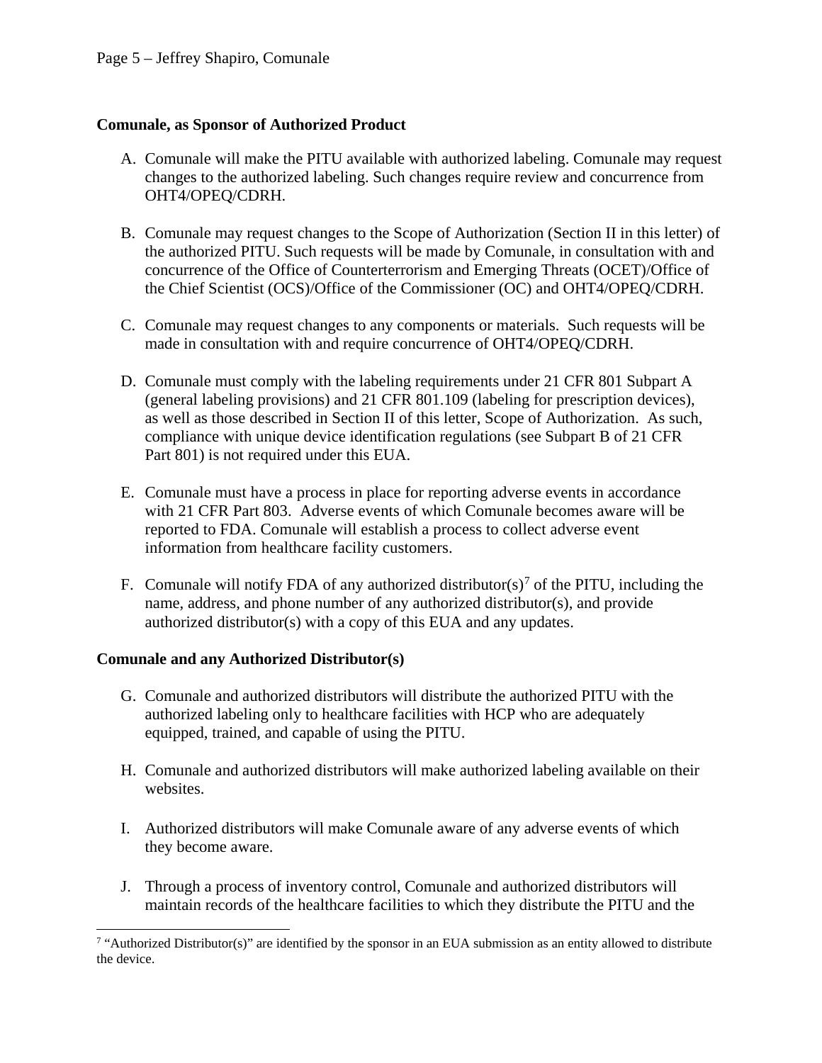**Comunale, as Sponsor of Authorized Product**

A. Comunale will make the PITU available with authorized labeling. Comunale may request changes to the authorized labeling. Such changes require review and concurrence from OHT4/OPEQ/CDRH.

B. Comunale may request changes to the Scope of Authorization (Section II in this letter) of the authorized PITU. Such requests will be made by Comunale, in consultation with and concurrence of the Office of Counterterrorism and Emerging Threats (OCET)/Office of the Chief Scientist (OCS)/Office of the Commissioner (OC) and OHT4/OPEQ/CDRH.

C. Comunale may request changes to any components or materials. Such requests will be made in consultation with and require concurrence of OHT4/OPEQ/CDRH.

D. Comunale must comply with the labeling requirements under 21 CFR 801 Subpart A (general labeling provisions) and 21 CFR 801.109 (labeling for prescription devices), as well as those described in Section II of this letter, Scope of Authorization. As such, compliance with unique device identification regulations (see Subpart B of 21 CFR Part 801) is not required under this EUA.

E. Comunale must have a process in place for reporting adverse events in accordance with 21 CFR Part 803. Adverse events of which Comunale becomes aware will be reported to FDA. Comunale will establish a process to collect adverse event information from healthcare facility customers.

F. Comunale will notify FDA of any authorized distributor(s)[7] of the PITU, including the name, address, and phone number of any authorized distributor(s), and provide authorized distributor(s) with a copy of this EUA and any updates.

**Comunale and any Authorized Distributor(s)**

G. Comunale and authorized distributors will distribute the authorized PITU with the authorized labeling only to healthcare facilities with HCP who are adequately equipped, trained, and capable of using the PITU.

H. Comunale and authorized distributors will make authorized labeling available on their websites.

I. Authorized distributors will make Comunale aware of any adverse events of which they become aware.

J. Through a process of inventory control, Comunale and authorized distributors will maintain records of the healthcare facilities to which they distribute the PITU and the

[7] "Authorized Distributor(s)" are identified by the sponsor in an EUA submission as an entity allowed to distribute the device.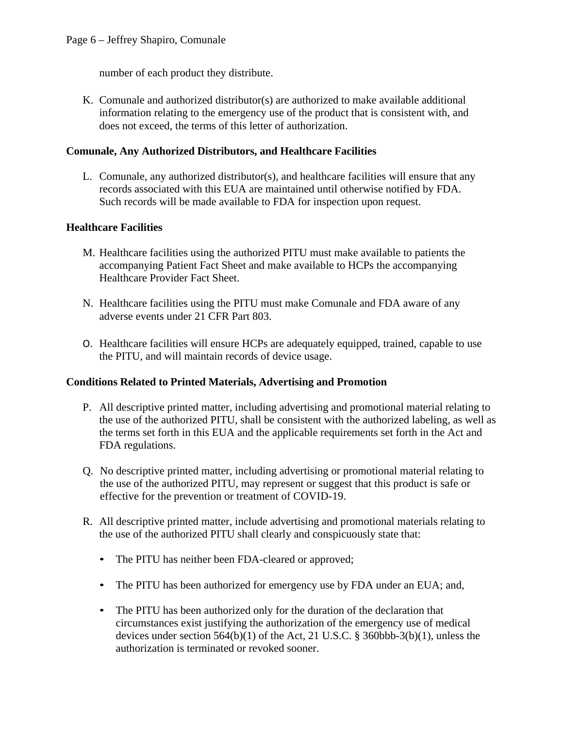number of each product they distribute.

K. Comunale and authorized distributor(s) are authorized to make available additional information relating to the emergency use of the product that is consistent with, and does not exceed, the terms of this letter of authorization.

**Comunale, Any Authorized Distributors, and Healthcare Facilities**

L. Comunale, any authorized distributor(s), and healthcare facilities will ensure that any records associated with this EUA are maintained until otherwise notified by FDA. Such records will be made available to FDA for inspection upon request.

**Healthcare Facilities**

M. Healthcare facilities using the authorized PITU must make available to patients the accompanying Patient Fact Sheet and make available to HCPs the accompanying Healthcare Provider Fact Sheet.

N. Healthcare facilities using the PITU must make Comunale and FDA aware of any adverse events under 21 CFR Part 803.

O. Healthcare facilities will ensure HCPs are adequately equipped, trained, capable to use the PITU, and will maintain records of device usage.

**Conditions Related to Printed Materials, Advertising and Promotion**

P. All descriptive printed matter, including advertising and promotional material relating to the use of the authorized PITU, shall be consistent with the authorized labeling, as well as the terms set forth in this EUA and the applicable requirements set forth in the Act and FDA regulations.

Q. No descriptive printed matter, including advertising or promotional material relating to the use of the authorized PITU, may represent or suggest that this product is safe or effective for the prevention or treatment of COVID-19.

R. All descriptive printed matter, include advertising and promotional materials relating to the use of the authorized PITU shall clearly and conspicuously state that:

- The PITU has neither been FDA-cleared or approved;
- The PITU has been authorized for emergency use by FDA under an EUA; and,
- The PITU has been authorized only for the duration of the declaration that circumstances exist justifying the authorization of the emergency use of medical devices under section 564(b)(1) of the Act, 21 U.S.C. § 360bbb-3(b)(1), unless the authorization is terminated or revoked sooner.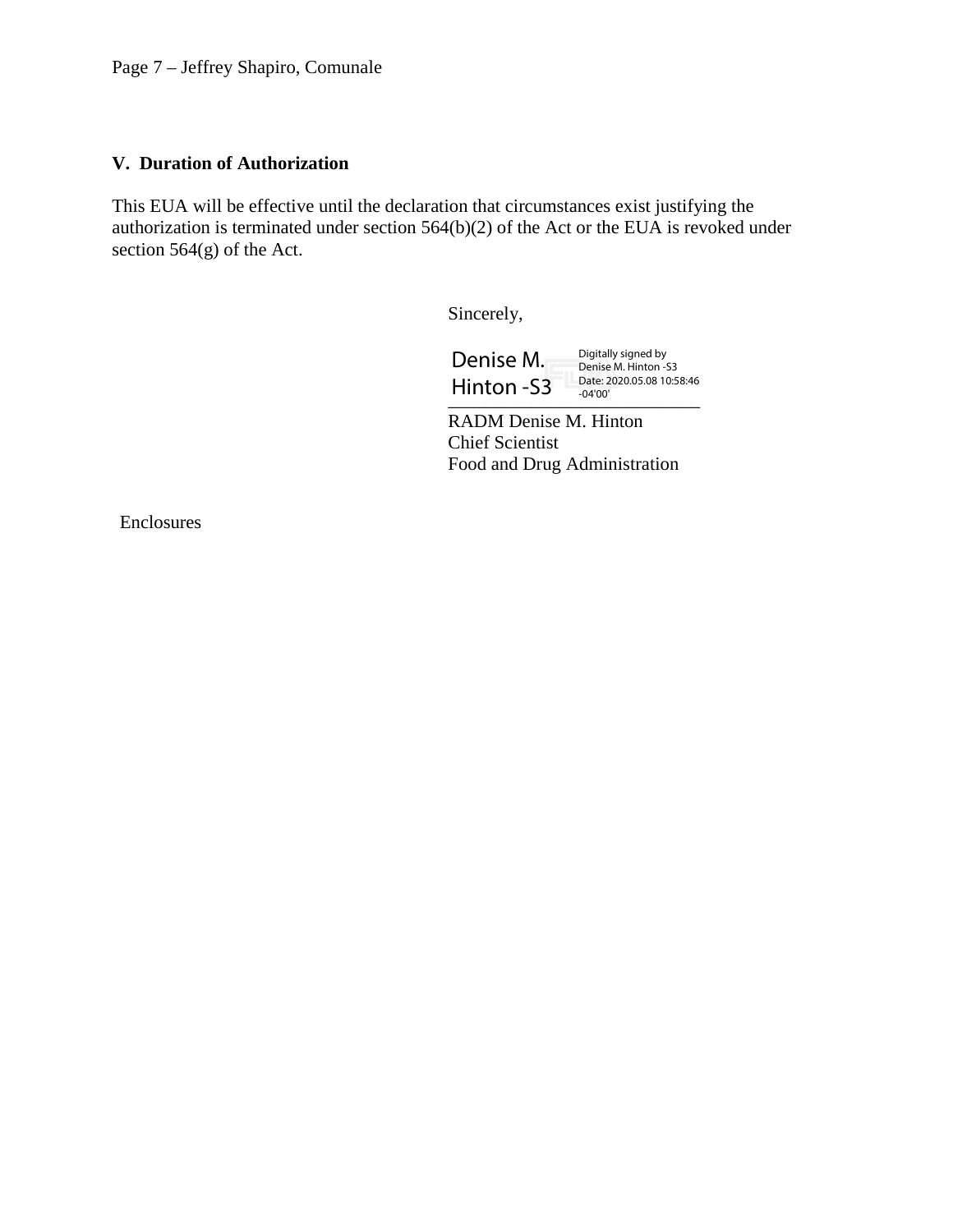## V. Duration of Authorization

This EUA will be effective until the declaration that circumstances exist justifying the authorization is terminated under section 564(b)(2) of the Act or the EUA is revoked under section 564(g) of the Act.

Sincerely,

Denise M. Hinton -S3
Digitally signed by Denise M. Hinton -S3
Date: 2020.05.08 10:58:46 -04'00'

RADM Denise M. Hinton
Chief Scientist
Food and Drug Administration

Enclosures